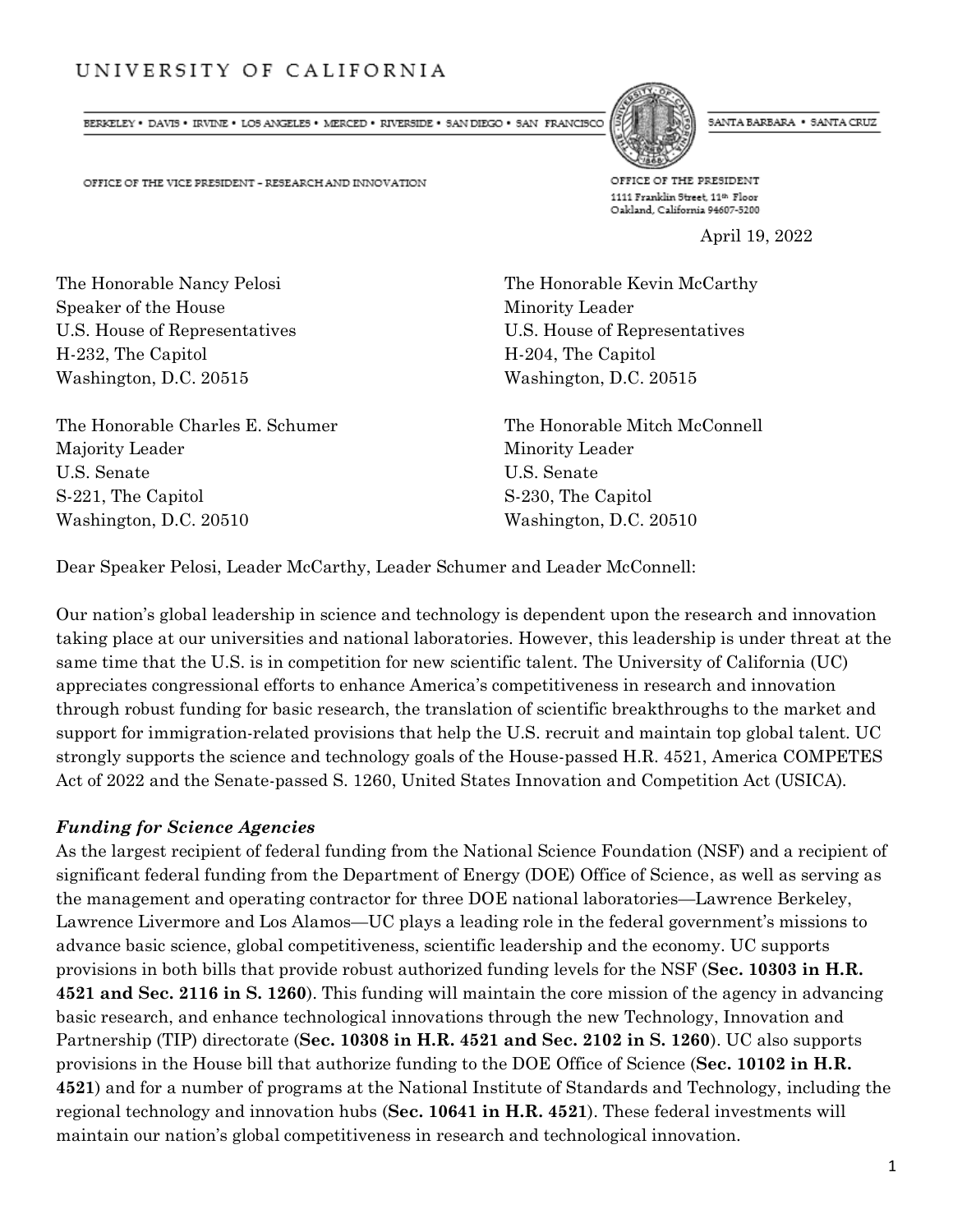UNIVERSITY OF CALIFORNIA

BERKELEY • DAVIS • IRVINE • LOS ANGELES • MERCED • RIVERSIDE • SAN DIEGO • SAN FRANCISCO | SANTA BARBARA • SANTA CRUZ

OFFICE OF THE VICE PRESIDENT – RESEARCH AND INNOVATION

OFFICE OF THE PRESIDENT
1111 Franklin Street, 11th Floor
Oakland, California 94607-5200

April 19, 2022

The Honorable Nancy Pelosi
Speaker of the House
U.S. House of Representatives
H-232, The Capitol
Washington, D.C. 20515

The Honorable Kevin McCarthy
Minority Leader
U.S. House of Representatives
H-204, The Capitol
Washington, D.C. 20515

The Honorable Charles E. Schumer
Majority Leader
U.S. Senate
S-221, The Capitol
Washington, D.C. 20510

The Honorable Mitch McConnell
Minority Leader
U.S. Senate
S-230, The Capitol
Washington, D.C. 20510

Dear Speaker Pelosi, Leader McCarthy, Leader Schumer and Leader McConnell:

Our nation's global leadership in science and technology is dependent upon the research and innovation taking place at our universities and national laboratories. However, this leadership is under threat at the same time that the U.S. is in competition for new scientific talent. The University of California (UC) appreciates congressional efforts to enhance America's competitiveness in research and innovation through robust funding for basic research, the translation of scientific breakthroughs to the market and support for immigration-related provisions that help the U.S. recruit and maintain top global talent. UC strongly supports the science and technology goals of the House-passed H.R. 4521, America COMPETES Act of 2022 and the Senate-passed S. 1260, United States Innovation and Competition Act (USICA).

***Funding for Science Agencies***

As the largest recipient of federal funding from the National Science Foundation (NSF) and a recipient of significant federal funding from the Department of Energy (DOE) Office of Science, as well as serving as the management and operating contractor for three DOE national laboratories—Lawrence Berkeley, Lawrence Livermore and Los Alamos—UC plays a leading role in the federal government's missions to advance basic science, global competitiveness, scientific leadership and the economy. UC supports provisions in both bills that provide robust authorized funding levels for the NSF (**Sec. 10303 in H.R. 4521 and Sec. 2116 in S. 1260**). This funding will maintain the core mission of the agency in advancing basic research, and enhance technological innovations through the new Technology, Innovation and Partnership (TIP) directorate (**Sec. 10308 in H.R. 4521 and Sec. 2102 in S. 1260**). UC also supports provisions in the House bill that authorize funding to the DOE Office of Science (**Sec. 10102 in H.R. 4521**) and for a number of programs at the National Institute of Standards and Technology, including the regional technology and innovation hubs (**Sec. 10641 in H.R. 4521**). These federal investments will maintain our nation's global competitiveness in research and technological innovation.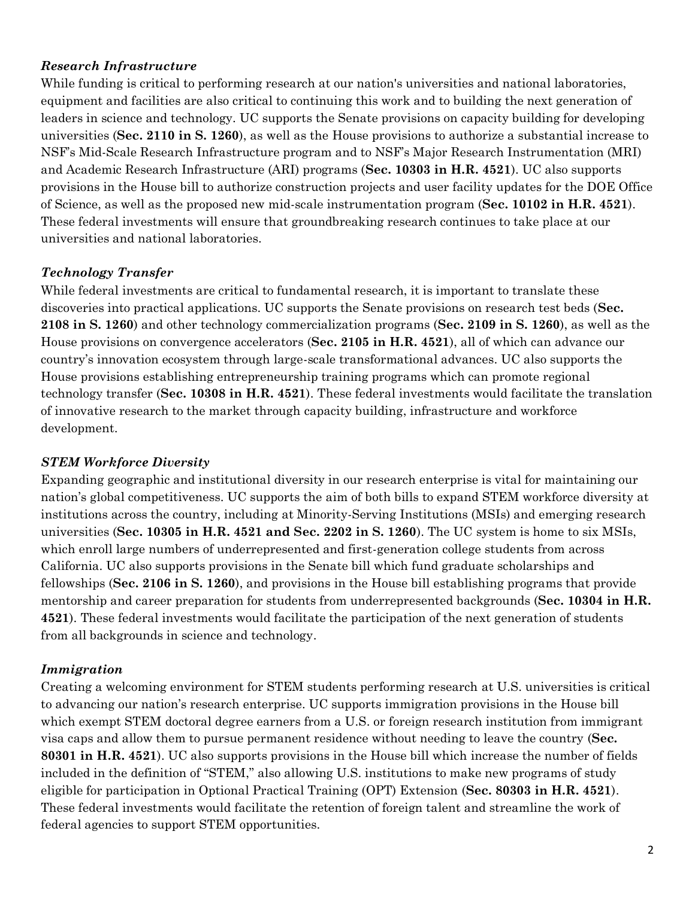*Research Infrastructure*

While funding is critical to performing research at our nation's universities and national laboratories, equipment and facilities are also critical to continuing this work and to building the next generation of leaders in science and technology. UC supports the Senate provisions on capacity building for developing universities (**Sec. 2110 in S. 1260**), as well as the House provisions to authorize a substantial increase to NSF's Mid-Scale Research Infrastructure program and to NSF's Major Research Instrumentation (MRI) and Academic Research Infrastructure (ARI) programs (**Sec. 10303 in H.R. 4521**). UC also supports provisions in the House bill to authorize construction projects and user facility updates for the DOE Office of Science, as well as the proposed new mid-scale instrumentation program (**Sec. 10102 in H.R. 4521**). These federal investments will ensure that groundbreaking research continues to take place at our universities and national laboratories.

*Technology Transfer*

While federal investments are critical to fundamental research, it is important to translate these discoveries into practical applications. UC supports the Senate provisions on research test beds (**Sec. 2108 in S. 1260**) and other technology commercialization programs (**Sec. 2109 in S. 1260**), as well as the House provisions on convergence accelerators (**Sec. 2105 in H.R. 4521**), all of which can advance our country's innovation ecosystem through large-scale transformational advances. UC also supports the House provisions establishing entrepreneurship training programs which can promote regional technology transfer (**Sec. 10308 in H.R. 4521**). These federal investments would facilitate the translation of innovative research to the market through capacity building, infrastructure and workforce development.

*STEM Workforce Diversity*

Expanding geographic and institutional diversity in our research enterprise is vital for maintaining our nation's global competitiveness. UC supports the aim of both bills to expand STEM workforce diversity at institutions across the country, including at Minority-Serving Institutions (MSIs) and emerging research universities (**Sec. 10305 in H.R. 4521 and Sec. 2202 in S. 1260**). The UC system is home to six MSIs, which enroll large numbers of underrepresented and first-generation college students from across California. UC also supports provisions in the Senate bill which fund graduate scholarships and fellowships (**Sec. 2106 in S. 1260**), and provisions in the House bill establishing programs that provide mentorship and career preparation for students from underrepresented backgrounds (**Sec. 10304 in H.R. 4521**). These federal investments would facilitate the participation of the next generation of students from all backgrounds in science and technology.

*Immigration*

Creating a welcoming environment for STEM students performing research at U.S. universities is critical to advancing our nation's research enterprise. UC supports immigration provisions in the House bill which exempt STEM doctoral degree earners from a U.S. or foreign research institution from immigrant visa caps and allow them to pursue permanent residence without needing to leave the country (**Sec. 80301 in H.R. 4521**). UC also supports provisions in the House bill which increase the number of fields included in the definition of "STEM," also allowing U.S. institutions to make new programs of study eligible for participation in Optional Practical Training (OPT) Extension (**Sec. 80303 in H.R. 4521**). These federal investments would facilitate the retention of foreign talent and streamline the work of federal agencies to support STEM opportunities.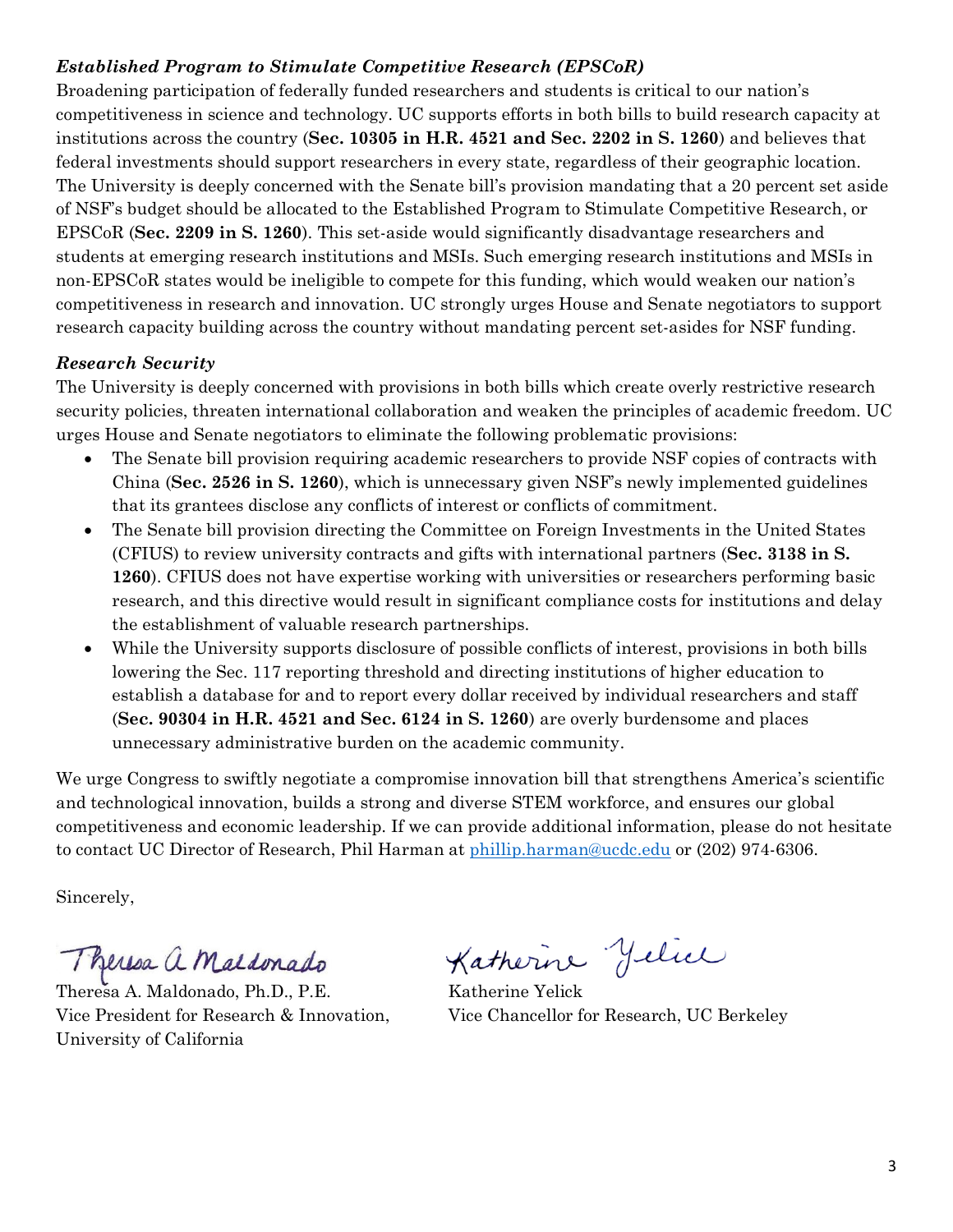### *Established Program to Stimulate Competitive Research (EPSCoR)*

Broadening participation of federally funded researchers and students is critical to our nation's competitiveness in science and technology. UC supports efforts in both bills to build research capacity at institutions across the country (**Sec. 10305 in H.R. 4521 and Sec. 2202 in S. 1260**) and believes that federal investments should support researchers in every state, regardless of their geographic location. The University is deeply concerned with the Senate bill's provision mandating that a 20 percent set aside of NSF's budget should be allocated to the Established Program to Stimulate Competitive Research, or EPSCoR (**Sec. 2209 in S. 1260**). This set-aside would significantly disadvantage researchers and students at emerging research institutions and MSIs. Such emerging research institutions and MSIs in non-EPSCoR states would be ineligible to compete for this funding, which would weaken our nation's competitiveness in research and innovation. UC strongly urges House and Senate negotiators to support research capacity building across the country without mandating percent set-asides for NSF funding.

### *Research Security*

The University is deeply concerned with provisions in both bills which create overly restrictive research security policies, threaten international collaboration and weaken the principles of academic freedom. UC urges House and Senate negotiators to eliminate the following problematic provisions:

- The Senate bill provision requiring academic researchers to provide NSF copies of contracts with China (**Sec. 2526 in S. 1260**), which is unnecessary given NSF's newly implemented guidelines that its grantees disclose any conflicts of interest or conflicts of commitment.
- The Senate bill provision directing the Committee on Foreign Investments in the United States (CFIUS) to review university contracts and gifts with international partners (**Sec. 3138 in S. 1260**). CFIUS does not have expertise working with universities or researchers performing basic research, and this directive would result in significant compliance costs for institutions and delay the establishment of valuable research partnerships.
- While the University supports disclosure of possible conflicts of interest, provisions in both bills lowering the Sec. 117 reporting threshold and directing institutions of higher education to establish a database for and to report every dollar received by individual researchers and staff (**Sec. 90304 in H.R. 4521 and Sec. 6124 in S. 1260**) are overly burdensome and places unnecessary administrative burden on the academic community.

We urge Congress to swiftly negotiate a compromise innovation bill that strengthens America's scientific and technological innovation, builds a strong and diverse STEM workforce, and ensures our global competitiveness and economic leadership. If we can provide additional information, please do not hesitate to contact UC Director of Research, Phil Harman at phillip.harman@ucdc.edu or (202) 974-6306.

Sincerely,

Theresa A. Maldonado, Ph.D., P.E.
Vice President for Research & Innovation,
University of California

Katherine Yelick
Vice Chancellor for Research, UC Berkeley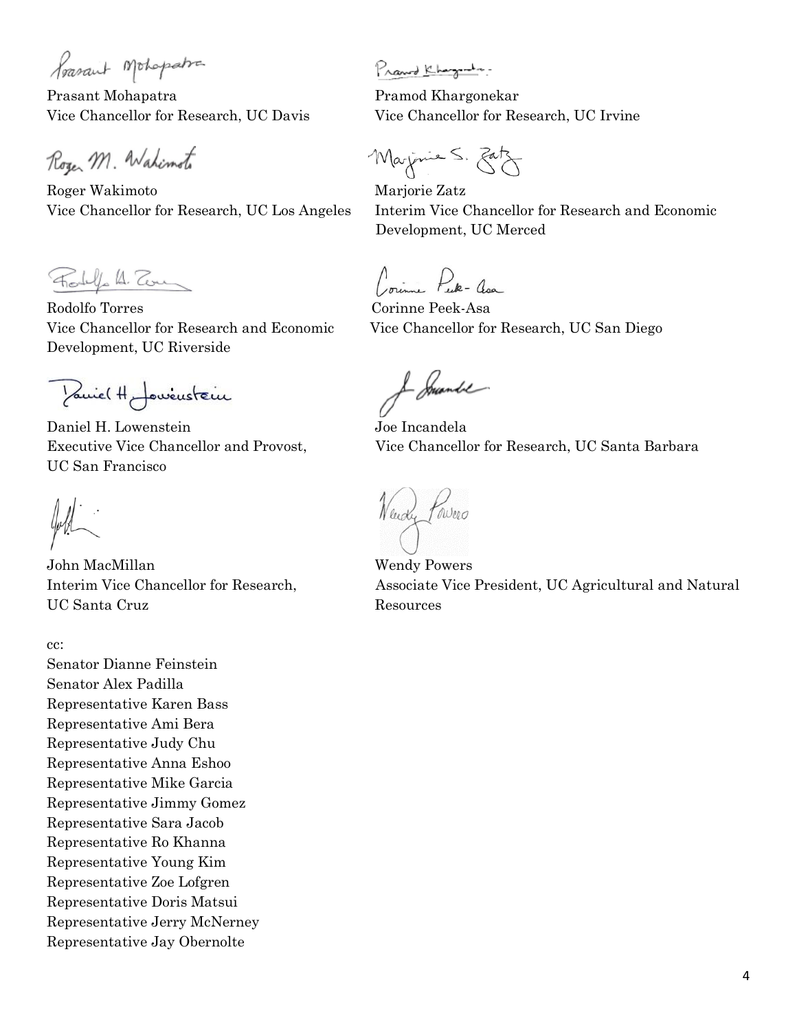Prasant Mohapatra
Vice Chancellor for Research, UC Davis

Pramod Khargonekar
Vice Chancellor for Research, UC Irvine

Roger Wakimoto
Vice Chancellor for Research, UC Los Angeles

Marjorie Zatz
Interim Vice Chancellor for Research and Economic Development, UC Merced

Rodolfo Torres
Vice Chancellor for Research and Economic Development, UC Riverside

Corinne Peek-Asa
Vice Chancellor for Research, UC San Diego

Daniel H. Lowenstein
Executive Vice Chancellor and Provost, UC San Francisco

Joe Incandela
Vice Chancellor for Research, UC Santa Barbara

John MacMillan
Interim Vice Chancellor for Research, UC Santa Cruz

Wendy Powers
Associate Vice President, UC Agricultural and Natural Resources

cc:
Senator Dianne Feinstein
Senator Alex Padilla
Representative Karen Bass
Representative Ami Bera
Representative Judy Chu
Representative Anna Eshoo
Representative Mike Garcia
Representative Jimmy Gomez
Representative Sara Jacob
Representative Ro Khanna
Representative Young Kim
Representative Zoe Lofgren
Representative Doris Matsui
Representative Jerry McNerney
Representative Jay Obernolte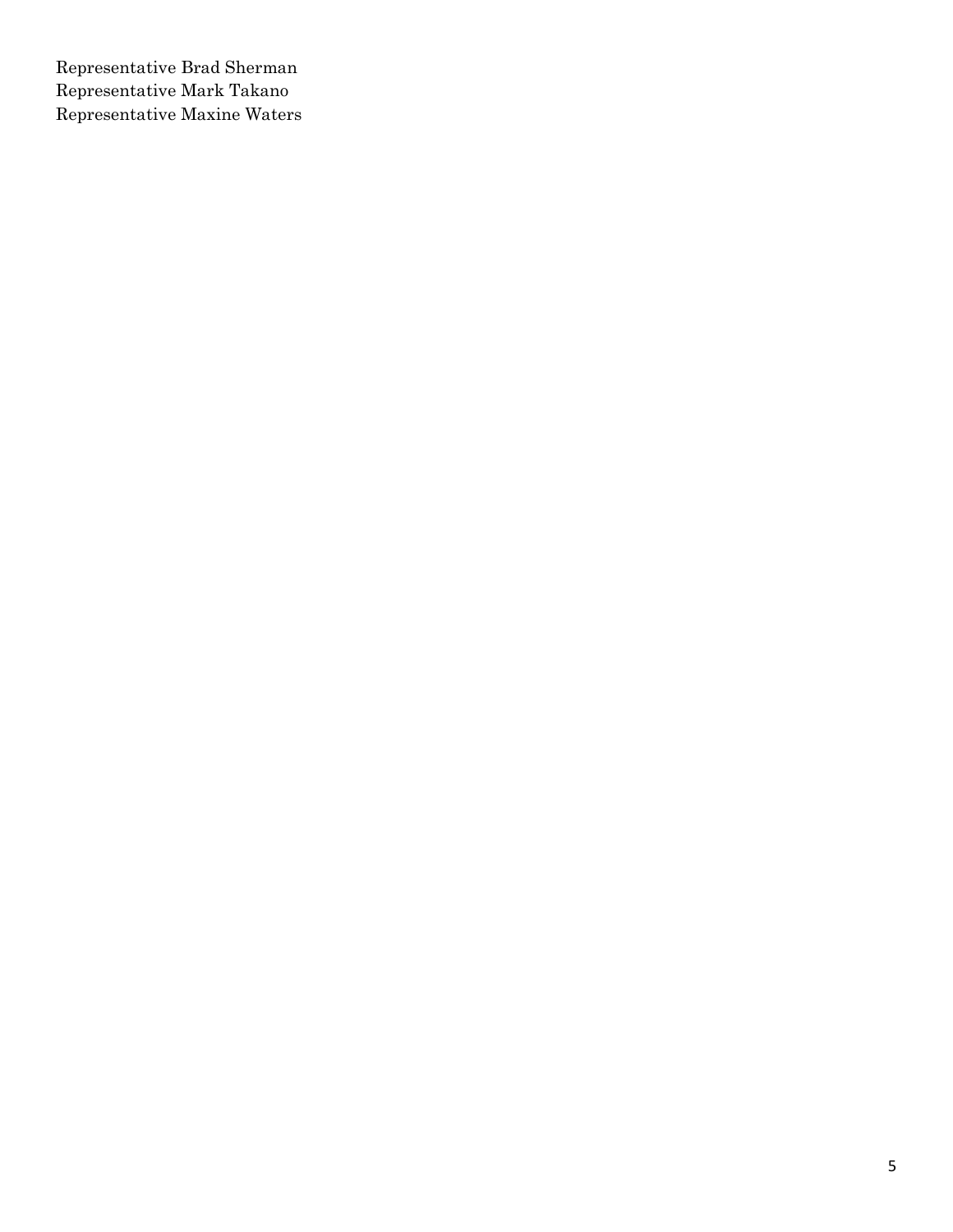Representative Brad Sherman
Representative Mark Takano
Representative Maxine Waters